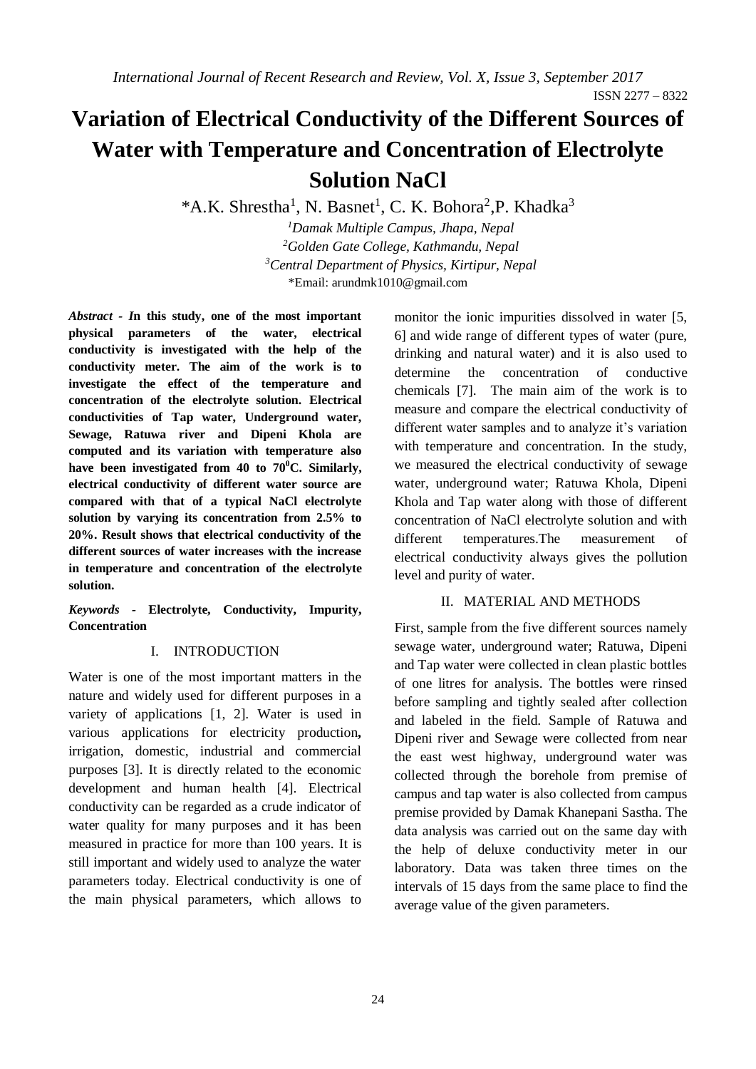# Variation of Electrical Conductivity of the Different Sources of Water with Temperature and Concentration of Electrolyte Solution NaCl

*A.K. Shrestha[1], N. Basnet[1], C. K. Bohora[2], P. Khadka[3]

[1]*Damak Multiple Campus, Jhapa, Nepal*
[2]*Golden Gate College, Kathmandu, Nepal*
[3]*Central Department of Physics, Kirtipur, Nepal*
*Email: arundmk1010@gmail.com

***Abstract* - *I*n this study, one of the most important physical parameters of the water, electrical conductivity is investigated with the help of the conductivity meter. The aim of the work is to investigate the effect of the temperature and concentration of the electrolyte solution. Electrical conductivities of Tap water, Underground water, Sewage, Ratuwa river and Dipeni Khola are computed and its variation with temperature also have been investigated from 40 to 70$^0$C. Similarly, electrical conductivity of different water source are compared with that of a typical NaCl electrolyte solution by varying its concentration from 2.5% to 20%. Result shows that electrical conductivity of the different sources of water increases with the increase in temperature and concentration of the electrolyte solution.**

***Keywords* - Electrolyte, Conductivity, Impurity, Concentration**

## I. INTRODUCTION

Water is one of the most important matters in the nature and widely used for different purposes in a variety of applications [1, 2]. Water is used in various applications for electricity production**,** irrigation, domestic, industrial and commercial purposes [3]. It is directly related to the economic development and human health [4]. Electrical conductivity can be regarded as a crude indicator of water quality for many purposes and it has been measured in practice for more than 100 years. It is still important and widely used to analyze the water parameters today. Electrical conductivity is one of the main physical parameters, which allows to monitor the ionic impurities dissolved in water [5, 6] and wide range of different types of water (pure, drinking and natural water) and it is also used to determine the concentration of conductive chemicals [7]. The main aim of the work is to measure and compare the electrical conductivity of different water samples and to analyze it's variation with temperature and concentration. In the study, we measured the electrical conductivity of sewage water, underground water; Ratuwa Khola, Dipeni Khola and Tap water along with those of different concentration of NaCl electrolyte solution and with different temperatures.The measurement of electrical conductivity always gives the pollution level and purity of water.

## II. MATERIAL AND METHODS

First, sample from the five different sources namely sewage water, underground water; Ratuwa, Dipeni and Tap water were collected in clean plastic bottles of one litres for analysis. The bottles were rinsed before sampling and tightly sealed after collection and labeled in the field. Sample of Ratuwa and Dipeni river and Sewage were collected from near the east west highway, underground water was collected through the borehole from premise of campus and tap water is also collected from campus premise provided by Damak Khanepani Sastha. The data analysis was carried out on the same day with the help of deluxe conductivity meter in our laboratory. Data was taken three times on the intervals of 15 days from the same place to find the average value of the given parameters.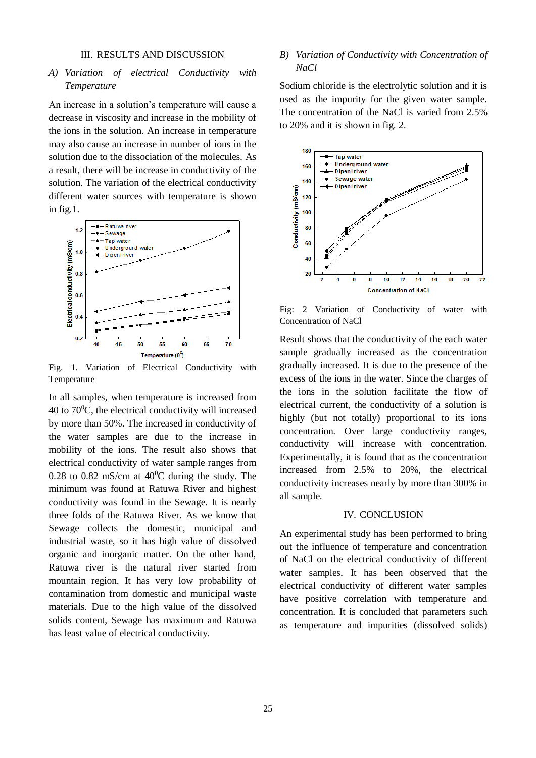## III. RESULTS AND DISCUSSION

### *A) Variation of electrical Conductivity with Temperature*

An increase in a solution's temperature will cause a decrease in viscosity and increase in the mobility of the ions in the solution. An increase in temperature may also cause an increase in number of ions in the solution due to the dissociation of the molecules. As a result, there will be increase in conductivity of the solution. The variation of the electrical conductivity different water sources with temperature is shown in fig.1.

Fig. 1. Variation of Electrical Conductivity with Temperature

In all samples, when temperature is increased from 40 to 70$^0$C, the electrical conductivity will increased by more than 50%. The increased in conductivity of the water samples are due to the increase in mobility of the ions. The result also shows that electrical conductivity of water sample ranges from 0.28 to 0.82 mS/cm at 40$^0$C during the study. The minimum was found at Ratuwa River and highest conductivity was found in the Sewage. It is nearly three folds of the Ratuwa River. As we know that Sewage collects the domestic, municipal and industrial waste, so it has high value of dissolved organic and inorganic matter. On the other hand, Ratuwa river is the natural river started from mountain region. It has very low probability of contamination from domestic and municipal waste materials. Due to the high value of the dissolved solids content, Sewage has maximum and Ratuwa has least value of electrical conductivity.

### *B) Variation of Conductivity with Concentration of NaCl*

Sodium chloride is the electrolytic solution and it is used as the impurity for the given water sample. The concentration of the NaCl is varied from 2.5% to 20% and it is shown in fig. 2.

Fig: 2 Variation of Conductivity of water with Concentration of NaCl

Result shows that the conductivity of the each water sample gradually increased as the concentration gradually increased. It is due to the presence of the excess of the ions in the water. Since the charges of the ions in the solution facilitate the flow of electrical current, the conductivity of a solution is highly (but not totally) proportional to its ions concentration. Over large conductivity ranges, conductivity will increase with concentration. Experimentally, it is found that as the concentration increased from 2.5% to 20%, the electrical conductivity increases nearly by more than 300% in all sample.

## IV. CONCLUSION

An experimental study has been performed to bring out the influence of temperature and concentration of NaCl on the electrical conductivity of different water samples. It has been observed that the electrical conductivity of different water samples have positive correlation with temperature and concentration. It is concluded that parameters such as temperature and impurities (dissolved solids)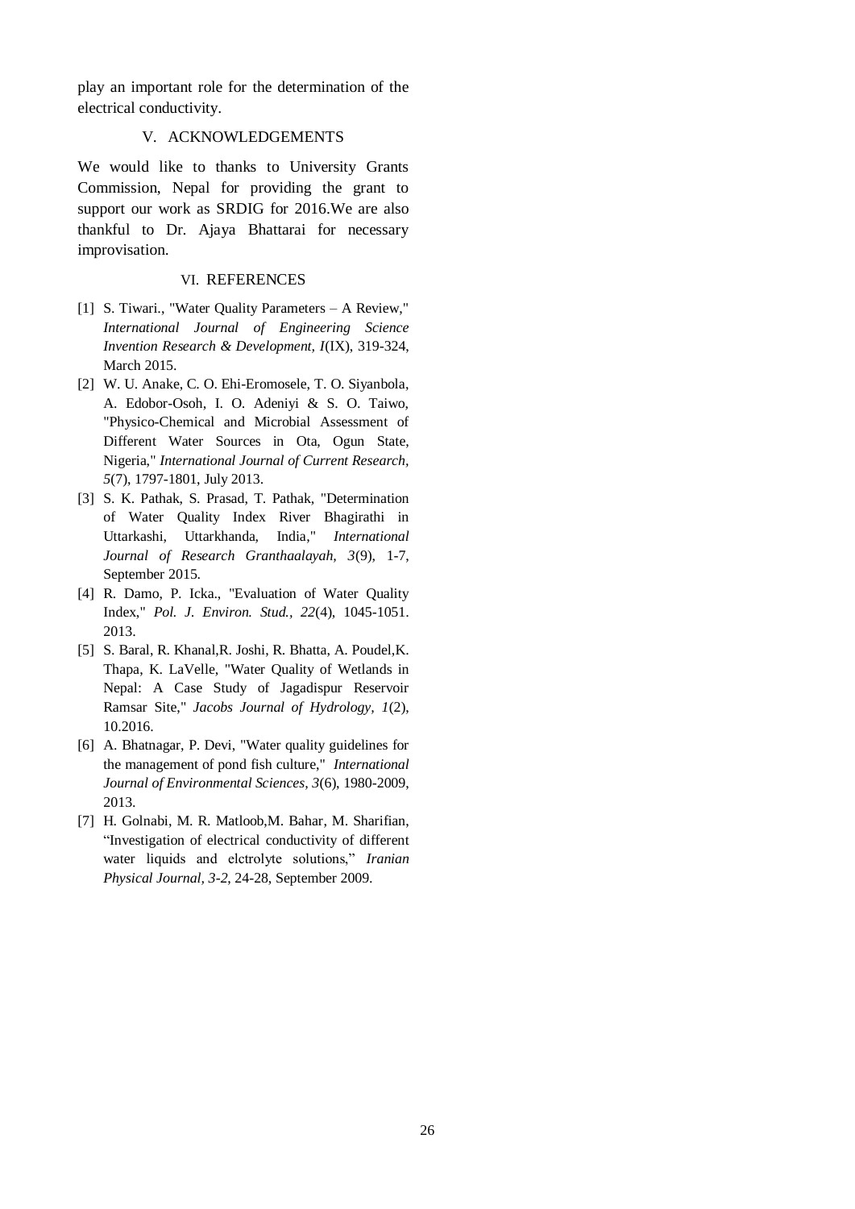play an important role for the determination of the electrical conductivity.

## V. ACKNOWLEDGEMENTS

We would like to thanks to University Grants Commission, Nepal for providing the grant to support our work as SRDIG for 2016.We are also thankful to Dr. Ajaya Bhattarai for necessary improvisation.

## VI. REFERENCES

[1] S. Tiwari., "Water Quality Parameters – A Review," *International Journal of Engineering Science Invention Research & Development, I*(IX), 319-324, March 2015.

[2] W. U. Anake, C. O. Ehi-Eromosele, T. O. Siyanbola, A. Edobor-Osoh, I. O. Adeniyi & S. O. Taiwo, "Physico-Chemical and Microbial Assessment of Different Water Sources in Ota, Ogun State, Nigeria," *International Journal of Current Research, 5*(7), 1797-1801, July 2013.

[3] S. K. Pathak, S. Prasad, T. Pathak, "Determination of Water Quality Index River Bhagirathi in Uttarkashi, Uttarkhanda, India," *International Journal of Research Granthaalayah, 3*(9), 1-7, September 2015.

[4] R. Damo, P. Icka., "Evaluation of Water Quality Index," *Pol. J. Environ. Stud., 22*(4), 1045-1051. 2013.

[5] S. Baral, R. Khanal,R. Joshi, R. Bhatta, A. Poudel,K. Thapa, K. LaVelle, "Water Quality of Wetlands in Nepal: A Case Study of Jagadispur Reservoir Ramsar Site," *Jacobs Journal of Hydrology, 1*(2), 10.2016.

[6] A. Bhatnagar, P. Devi, "Water quality guidelines for the management of pond fish culture," *International Journal of Environmental Sciences, 3*(6), 1980-2009, 2013.

[7] H. Golnabi, M. R. Matloob,M. Bahar, M. Sharifian, "Investigation of electrical conductivity of different water liquids and elctrolyte solutions," *Iranian Physical Journal, 3-2*, 24-28, September 2009.